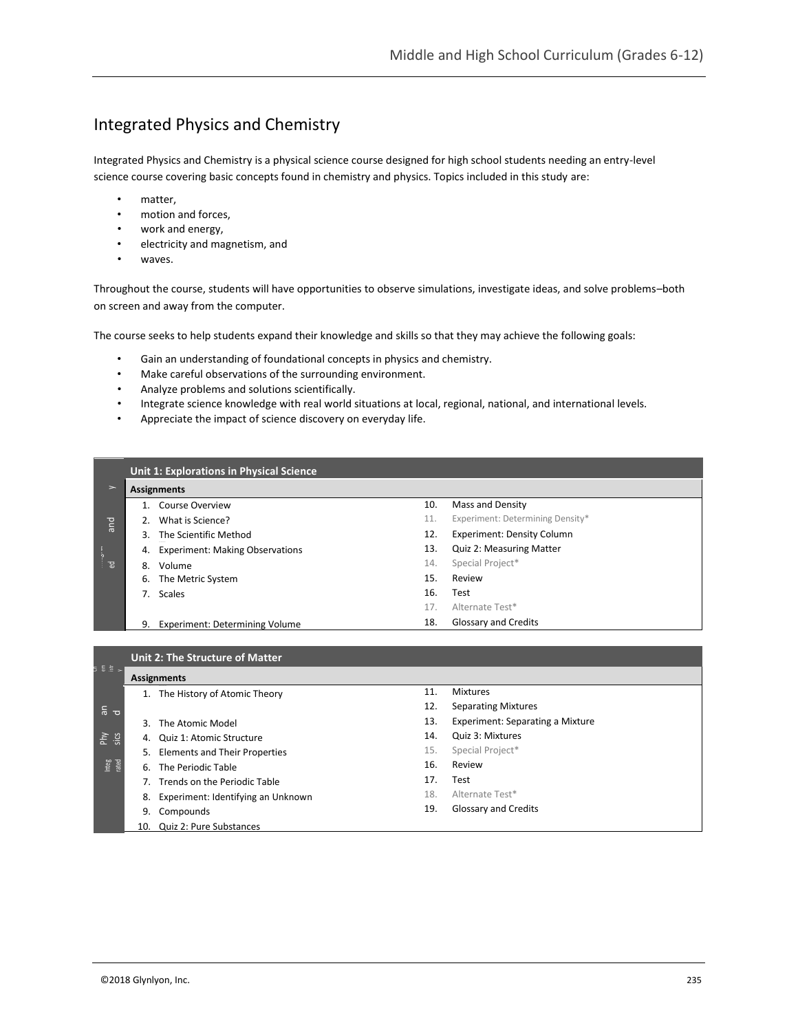## Integrated Physics and Chemistry

Integrated Physics and Chemistry is a physical science course designed for high school students needing an entry-level science course covering basic concepts found in chemistry and physics. Topics included in this study are:

- matter,
- motion and forces,
- work and energy,
- electricity and magnetism, and
- waves.

Throughout the course, students will have opportunities to observe simulations, investigate ideas, and solve problems–both on screen and away from the computer.

The course seeks to help students expand their knowledge and skills so that they may achieve the following goals:

- Gain an understanding of foundational concepts in physics and chemistry.
- Make careful observations of the surrounding environment.
- Analyze problems and solutions scientifically.
- Integrate science knowledge with real world situations at local, regional, national, and international levels.
- Appreciate the impact of science discovery on everyday life.

| Unit 1: Explorations in Physical Science | |
|---|---|
| **Assignments** | |
| 1. Course Overview | 10. Mass and Density |
| 2. What is Science? | 11. Experiment: Determining Density* |
| 3. The Scientific Method | 12. Experiment: Density Column |
| 4. Experiment: Making Observations | 13. Quiz 2: Measuring Matter |
| 8. Volume | 14. Special Project* |
| 6. The Metric System | 15. Review |
| 7. Scales | 16. Test |
| | 17. Alternate Test* |
| 9. Experiment: Determining Volume | 18. Glossary and Credits |

| Unit 2: The Structure of Matter | |
|---|---|
| **Assignments** | |
| 1. The History of Atomic Theory | 11. Mixtures |
| | 12. Separating Mixtures |
| 3. The Atomic Model | 13. Experiment: Separating a Mixture |
| 4. Quiz 1: Atomic Structure | 14. Quiz 3: Mixtures |
| 5. Elements and Their Properties | 15. Special Project* |
| 6. The Periodic Table | 16. Review |
| 7. Trends on the Periodic Table | 17. Test |
| 8. Experiment: Identifying an Unknown | 18. Alternate Test* |
| 9. Compounds | 19. Glossary and Credits |
| 10. Quiz 2: Pure Substances | |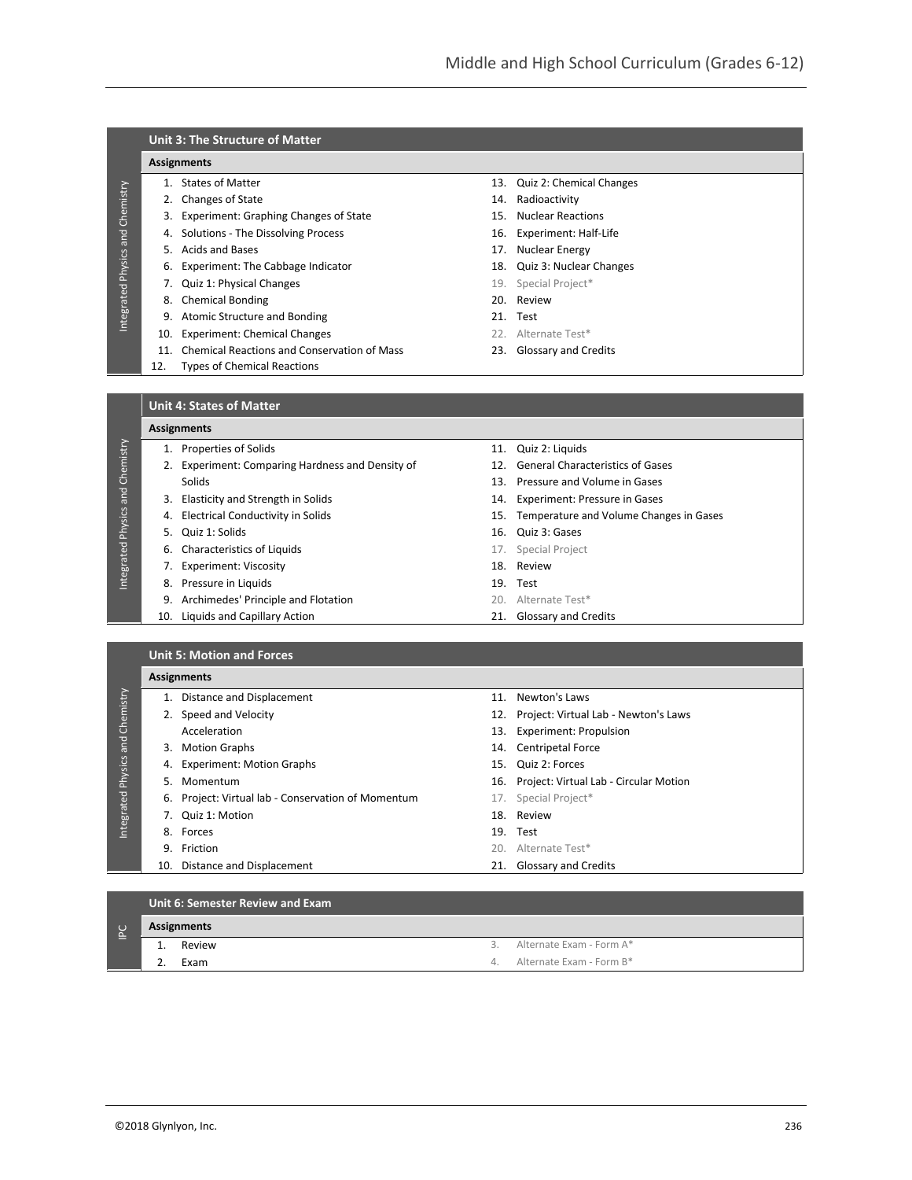## Unit 3: The Structure of Matter

**Assignments**

1. States of Matter
2. Changes of State
3. Experiment: Graphing Changes of State
4. Solutions - The Dissolving Process
5. Acids and Bases
6. Experiment: The Cabbage Indicator
7. Quiz 1: Physical Changes
8. Chemical Bonding
9. Atomic Structure and Bonding
10. Experiment: Chemical Changes
11. Chemical Reactions and Conservation of Mass
12. Types of Chemical Reactions
13. Quiz 2: Chemical Changes
14. Radioactivity
15. Nuclear Reactions
16. Experiment: Half-Life
17. Nuclear Energy
18. Quiz 3: Nuclear Changes
19. Special Project*
20. Review
21. Test
22. Alternate Test*
23. Glossary and Credits

## Unit 4: States of Matter

**Assignments**

1. Properties of Solids
2. Experiment: Comparing Hardness and Density of Solids
3. Elasticity and Strength in Solids
4. Electrical Conductivity in Solids
5. Quiz 1: Solids
6. Characteristics of Liquids
7. Experiment: Viscosity
8. Pressure in Liquids
9. Archimedes' Principle and Flotation
10. Liquids and Capillary Action
11. Quiz 2: Liquids
12. General Characteristics of Gases
13. Pressure and Volume in Gases
14. Experiment: Pressure in Gases
15. Temperature and Volume Changes in Gases
16. Quiz 3: Gases
17. Special Project
18. Review
19. Test
20. Alternate Test*
21. Glossary and Credits

## Unit 5: Motion and Forces

**Assignments**

1. Distance and Displacement
2. Speed and Velocity
   Acceleration
3. Motion Graphs
4. Experiment: Motion Graphs
5. Momentum
6. Project: Virtual lab - Conservation of Momentum
7. Quiz 1: Motion
8. Forces
9. Friction
10. Distance and Displacement
11. Newton's Laws
12. Project: Virtual Lab - Newton's Laws
13. Experiment: Propulsion
14. Centripetal Force
15. Quiz 2: Forces
16. Project: Virtual Lab - Circular Motion
17. Special Project*
18. Review
19. Test
20. Alternate Test*
21. Glossary and Credits

## Unit 6: Semester Review and Exam

**Assignments**

1. Review
2. Exam
3. Alternate Exam - Form A*
4. Alternate Exam - Form B*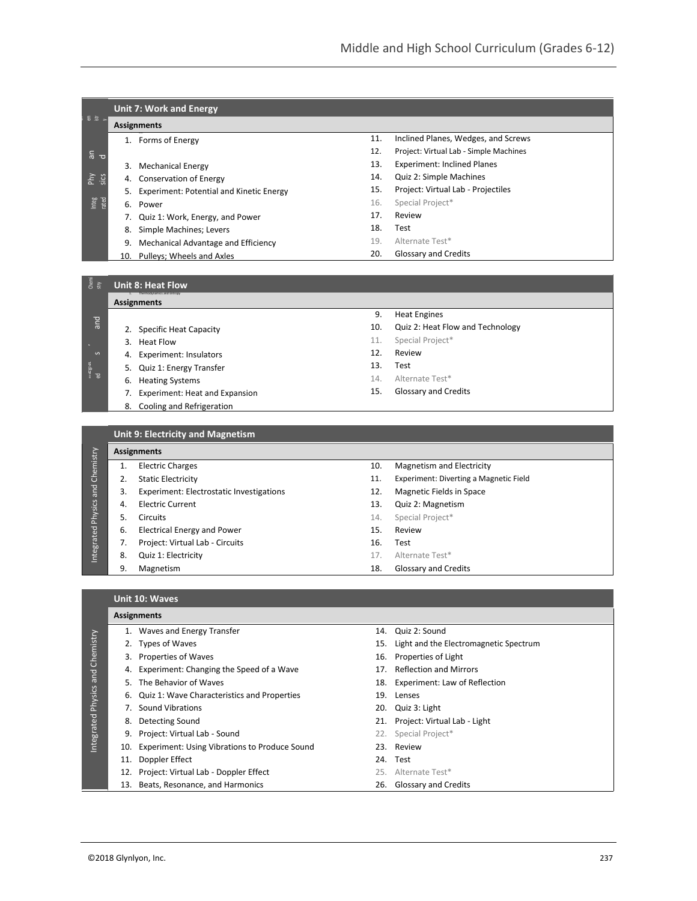## Unit 7: Work and Energy

*Integrated Physics and Chemistry*

**Assignments**

1. Forms of Energy
3. Mechanical Energy
4. Conservation of Energy
5. Experiment: Potential and Kinetic Energy
6. Power
7. Quiz 1: Work, Energy, and Power
8. Simple Machines; Levers
9. Mechanical Advantage and Efficiency
10. Pulleys; Wheels and Axles
11. Inclined Planes, Wedges, and Screws
12. Project: Virtual Lab - Simple Machines
13. Experiment: Inclined Planes
14. Quiz 2: Simple Machines
15. Project: Virtual Lab - Projectiles
16. Special Project*
17. Review
18. Test
19. Alternate Test*
20. Glossary and Credits

## Unit 8: Heat Flow

*Integrated Physics and Chemistry*

**Assignments**

2. Specific Heat Capacity
3. Heat Flow
4. Experiment: Insulators
5. Quiz 1: Energy Transfer
6. Heating Systems
7. Experiment: Heat and Expansion
8. Cooling and Refrigeration
9. Heat Engines
10. Quiz 2: Heat Flow and Technology
11. Special Project*
12. Review
13. Test
14. Alternate Test*
15. Glossary and Credits

## Unit 9: Electricity and Magnetism

*Integrated Physics and Chemistry*

**Assignments**

1. Electric Charges
2. Static Electricity
3. Experiment: Electrostatic Investigations
4. Electric Current
5. Circuits
6. Electrical Energy and Power
7. Project: Virtual Lab - Circuits
8. Quiz 1: Electricity
9. Magnetism
10. Magnetism and Electricity
11. Experiment: Diverting a Magnetic Field
12. Magnetic Fields in Space
13. Quiz 2: Magnetism
14. Special Project*
15. Review
16. Test
17. Alternate Test*
18. Glossary and Credits

## Unit 10: Waves

*Integrated Physics and Chemistry*

**Assignments**

1. Waves and Energy Transfer
2. Types of Waves
3. Properties of Waves
4. Experiment: Changing the Speed of a Wave
5. The Behavior of Waves
6. Quiz 1: Wave Characteristics and Properties
7. Sound Vibrations
8. Detecting Sound
9. Project: Virtual Lab - Sound
10. Experiment: Using Vibrations to Produce Sound
11. Doppler Effect
12. Project: Virtual Lab - Doppler Effect
13. Beats, Resonance, and Harmonics
14. Quiz 2: Sound
15. Light and the Electromagnetic Spectrum
16. Properties of Light
17. Reflection and Mirrors
18. Experiment: Law of Reflection
19. Lenses
20. Quiz 3: Light
21. Project: Virtual Lab - Light
22. Special Project*
23. Review
24. Test
25. Alternate Test*
26. Glossary and Credits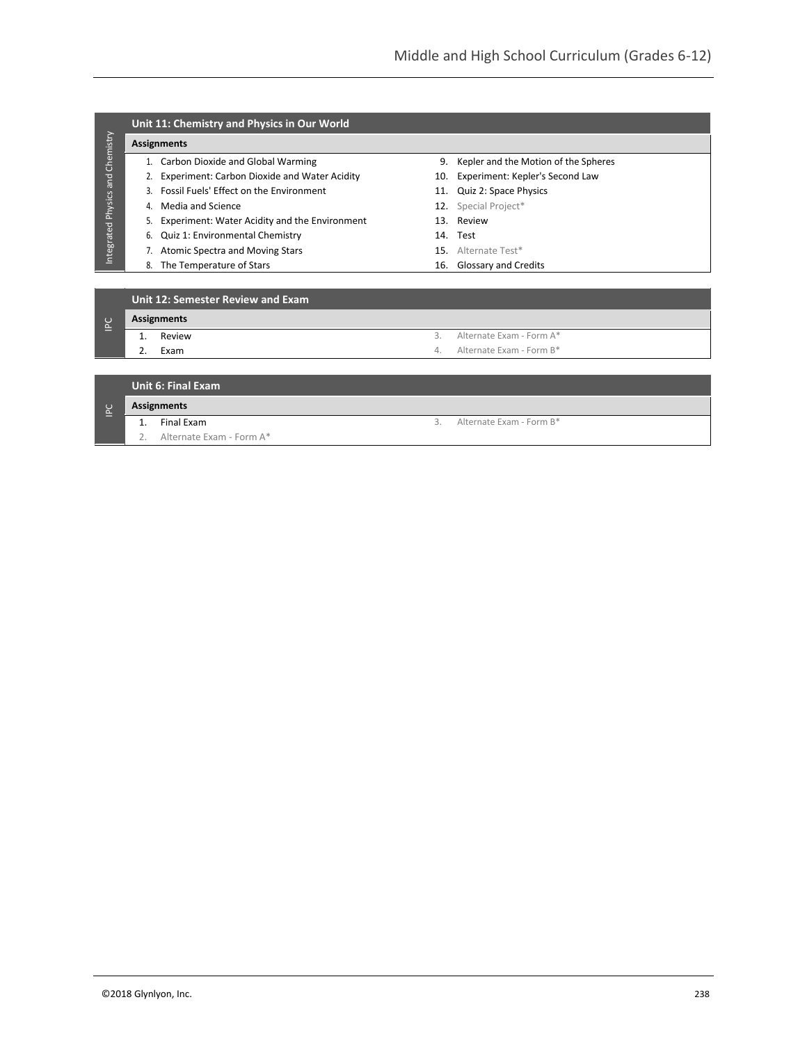Integrated Physics and Chemistry

## Unit 11: Chemistry and Physics in Our World

**Assignments**

1. Carbon Dioxide and Global Warming
2. Experiment: Carbon Dioxide and Water Acidity
3. Fossil Fuels' Effect on the Environment
4. Media and Science
5. Experiment: Water Acidity and the Environment
6. Quiz 1: Environmental Chemistry
7. Atomic Spectra and Moving Stars
8. The Temperature of Stars
9. Kepler and the Motion of the Spheres
10. Experiment: Kepler's Second Law
11. Quiz 2: Space Physics
12. Special Project*
13. Review
14. Test
15. Alternate Test*
16. Glossary and Credits

IPC

## Unit 12: Semester Review and Exam

**Assignments**

1. Review
2. Exam
3. Alternate Exam - Form A*
4. Alternate Exam - Form B*

IPC

## Unit 6: Final Exam

**Assignments**

1. Final Exam
2. Alternate Exam - Form A*
3. Alternate Exam - Form B*